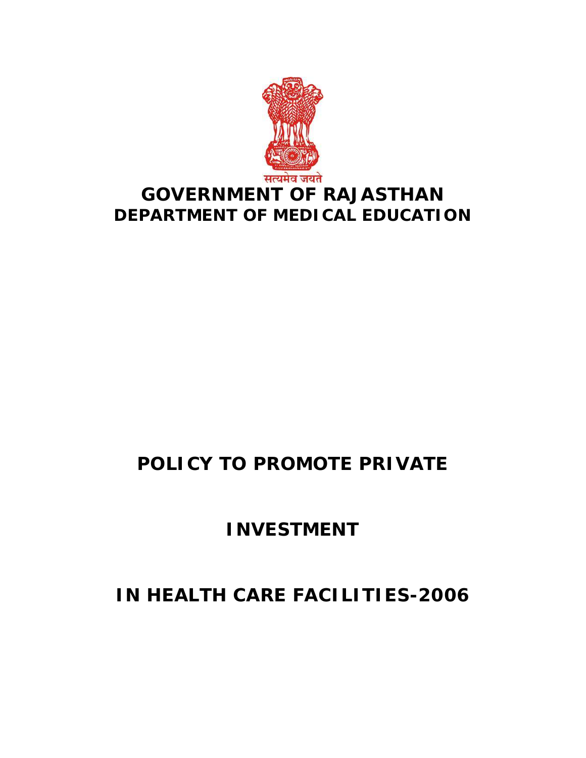सत्यमेव जयते

# GOVERNMENT OF RAJASTHAN

## DEPARTMENT OF MEDICAL EDUCATION

# POLICY TO PROMOTE PRIVATE

# INVESTMENT

# IN HEALTH CARE FACILITIES-2006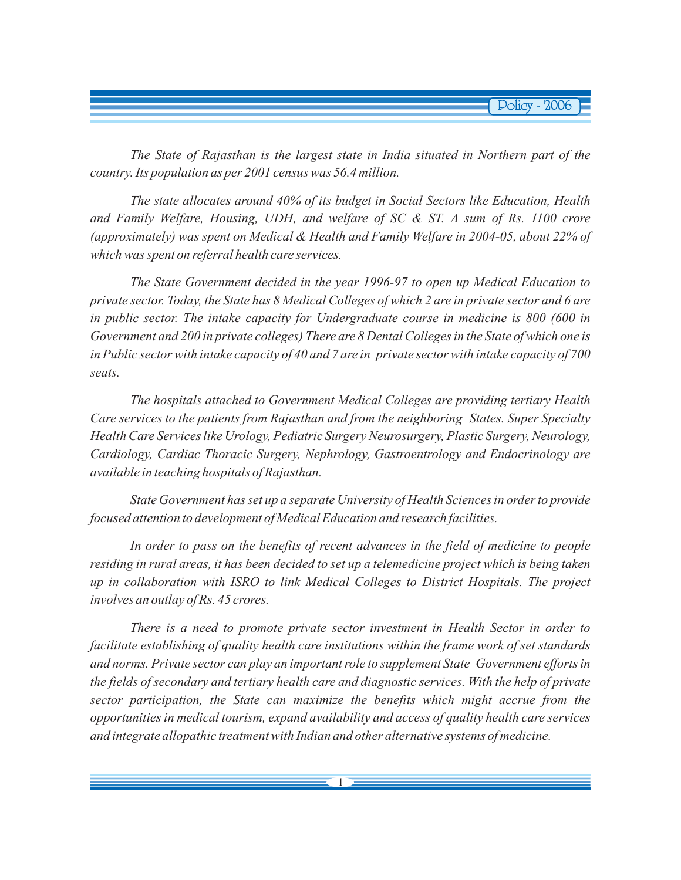*The State of Rajasthan is the largest state in India situated in Northern part of the country. Its population as per 2001 census was 56.4 million.*

*The state allocates around 40% of its budget in Social Sectors like Education, Health and Family Welfare, Housing, UDH, and welfare of SC & ST. A sum of Rs. 1100 crore (approximately) was spent on Medical & Health and Family Welfare in 2004-05, about 22% of which was spent on referral health care services.*

*The State Government decided in the year 1996-97 to open up Medical Education to private sector. Today, the State has 8 Medical Colleges of which 2 are in private sector and 6 are in public sector. The intake capacity for Undergraduate course in medicine is 800 (600 in Government and 200 in private colleges) There are 8 Dental Colleges in the State of which one is in Public sector with intake capacity of 40 and 7 are in private sector with intake capacity of 700 seats.*

*The hospitals attached to Government Medical Colleges are providing tertiary Health Care services to the patients from Rajasthan and from the neighboring States. Super Specialty Health Care Services like Urology, Pediatric Surgery Neurosurgery, Plastic Surgery, Neurology, Cardiology, Cardiac Thoracic Surgery, Nephrology, Gastroentrology and Endocrinology are available in teaching hospitals of Rajasthan.*

*State Government has set up a separate University of Health Sciences in order to provide focused attention to development of Medical Education and research facilities.*

*In order to pass on the benefits of recent advances in the field of medicine to people residing in rural areas, it has been decided to set up a telemedicine project which is being taken up in collaboration with ISRO to link Medical Colleges to District Hospitals. The project involves an outlay of Rs. 45 crores.*

*There is a need to promote private sector investment in Health Sector in order to facilitate establishing of quality health care institutions within the frame work of set standards and norms. Private sector can play an important role to supplement State Government efforts in the fields of secondary and tertiary health care and diagnostic services. With the help of private sector participation, the State can maximize the benefits which might accrue from the opportunities in medical tourism, expand availability and access of quality health care services and integrate allopathic treatment with Indian and other alternative systems of medicine.*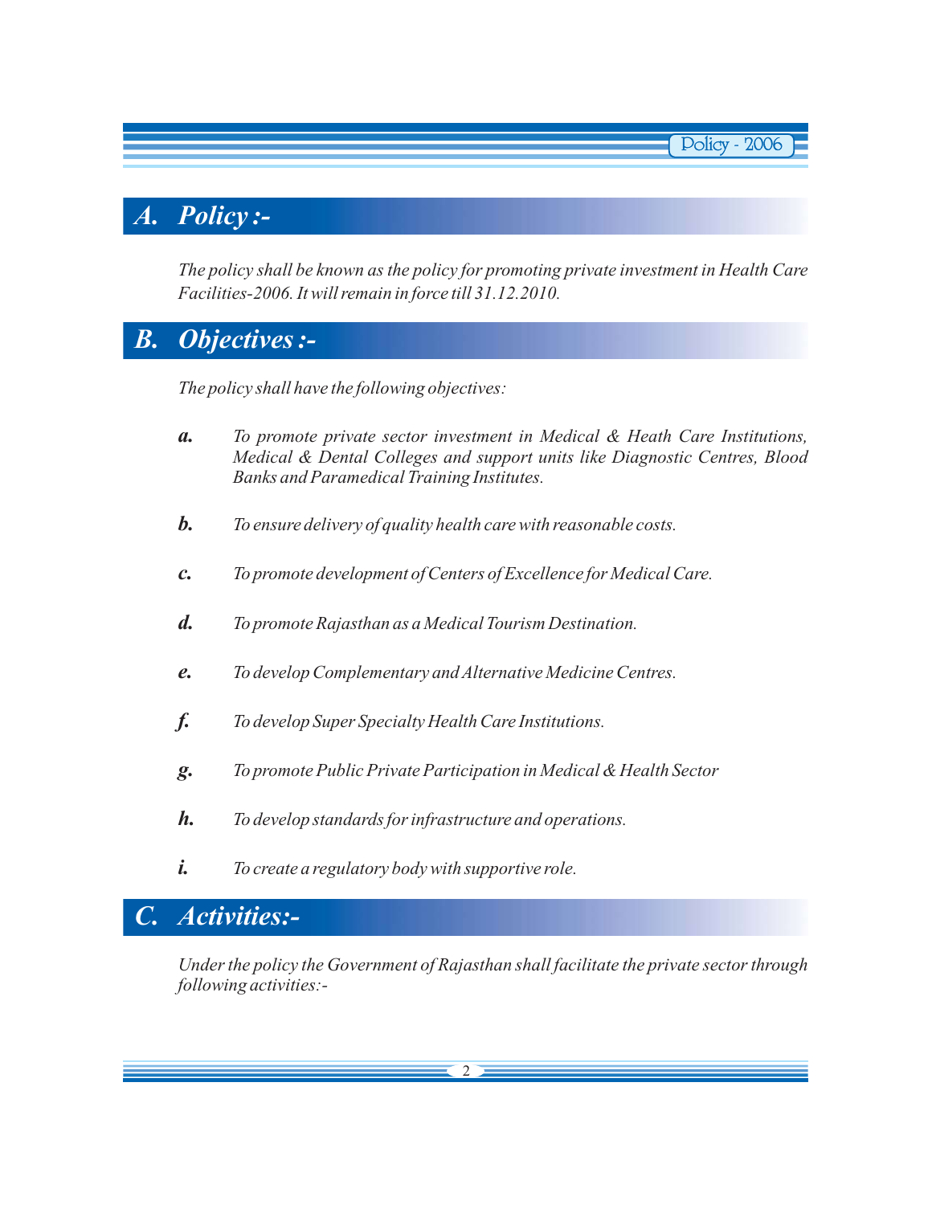## A. Policy :-

*The policy shall be known as the policy for promoting private investment in Health Care Facilities-2006. It will remain in force till 31.12.2010.*

## B. Objectives :-

*The policy shall have the following objectives:*

***a.*** *To promote private sector investment in Medical & Heath Care Institutions, Medical & Dental Colleges and support units like Diagnostic Centres, Blood Banks and Paramedical Training Institutes.*

***b.*** *To ensure delivery of quality health care with reasonable costs.*

***c.*** *To promote development of Centers of Excellence for Medical Care.*

***d.*** *To promote Rajasthan as a Medical Tourism Destination.*

***e.*** *To develop Complementary and Alternative Medicine Centres.*

***f.*** *To develop Super Specialty Health Care Institutions.*

***g.*** *To promote Public Private Participation in Medical & Health Sector*

***h.*** *To develop standards for infrastructure and operations.*

***i.*** *To create a regulatory body with supportive role.*

## C. Activities:-

*Under the policy the Government of Rajasthan shall facilitate the private sector through following activities:-*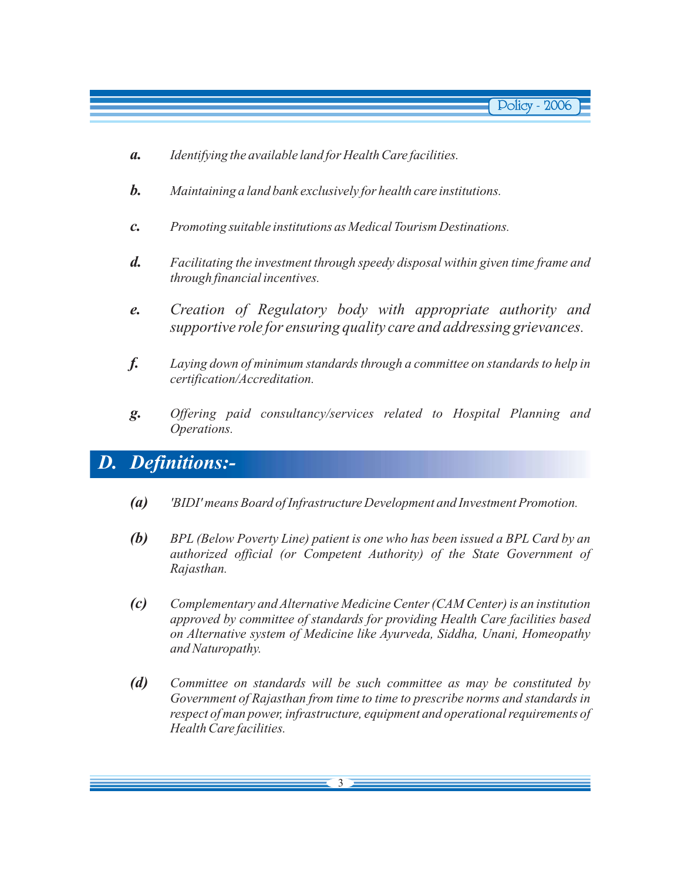- ***a.*** *Identifying the available land for Health Care facilities.*
- ***b.*** *Maintaining a land bank exclusively for health care institutions.*
- ***c.*** *Promoting suitable institutions as Medical Tourism Destinations.*
- ***d.*** *Facilitating the investment through speedy disposal within given time frame and through financial incentives.*
- ***e.*** *Creation of Regulatory body with appropriate authority and supportive role for ensuring quality care and addressing grievances.*
- ***f.*** *Laying down of minimum standards through a committee on standards to help in certification/Accreditation.*
- ***g.*** *Offering paid consultancy/services related to Hospital Planning and Operations.*

## *D. Definitions:-*

- ***(a)*** *'BIDI' means Board of Infrastructure Development and Investment Promotion.*
- ***(b)*** *BPL (Below Poverty Line) patient is one who has been issued a BPL Card by an authorized official (or Competent Authority) of the State Government of Rajasthan.*
- ***(c)*** *Complementary and Alternative Medicine Center (CAM Center) is an institution approved by committee of standards for providing Health Care facilities based on Alternative system of Medicine like Ayurveda, Siddha, Unani, Homeopathy and Naturopathy.*
- ***(d)*** *Committee on standards will be such committee as may be constituted by Government of Rajasthan from time to time to prescribe norms and standards in respect of man power, infrastructure, equipment and operational requirements of Health Care facilities.*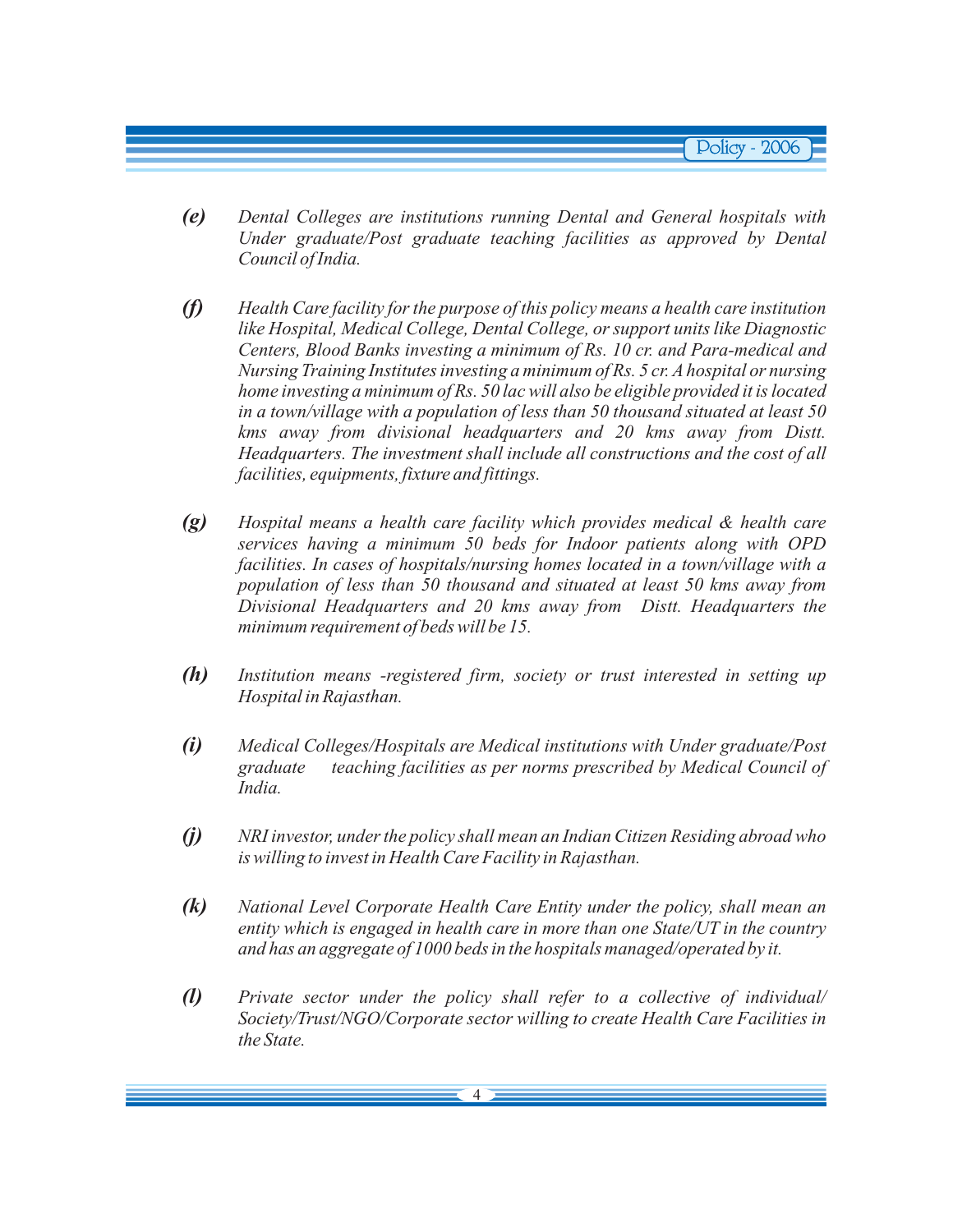***(e)*** *Dental Colleges are institutions running Dental and General hospitals with Under graduate/Post graduate teaching facilities as approved by Dental Council of India.*

***(f)*** *Health Care facility for the purpose of this policy means a health care institution like Hospital, Medical College, Dental College, or support units like Diagnostic Centers, Blood Banks investing a minimum of Rs. 10 cr. and Para-medical and Nursing Training Institutes investing a minimum of Rs. 5 cr. A hospital or nursing home investing a minimum of Rs. 50 lac will also be eligible provided it is located in a town/village with a population of less than 50 thousand situated at least 50 kms away from divisional headquarters and 20 kms away from Distt. Headquarters. The investment shall include all constructions and the cost of all facilities, equipments, fixture and fittings.*

***(g)*** *Hospital means a health care facility which provides medical & health care services having a minimum 50 beds for Indoor patients along with OPD facilities. In cases of hospitals/nursing homes located in a town/village with a population of less than 50 thousand and situated at least 50 kms away from Divisional Headquarters and 20 kms away from Distt. Headquarters the minimum requirement of beds will be 15.*

***(h)*** *Institution means -registered firm, society or trust interested in setting up Hospital in Rajasthan.*

***(i)*** *Medical Colleges/Hospitals are Medical institutions with Under graduate/Post graduate teaching facilities as per norms prescribed by Medical Council of India.*

***(j)*** *NRI investor, under the policy shall mean an Indian Citizen Residing abroad who is willing to invest in Health Care Facility in Rajasthan.*

***(k)*** *National Level Corporate Health Care Entity under the policy, shall mean an entity which is engaged in health care in more than one State/UT in the country and has an aggregate of 1000 beds in the hospitals managed/operated by it.*

***(l)*** *Private sector under the policy shall refer to a collective of individual/ Society/Trust/NGO/Corporate sector willing to create Health Care Facilities in the State.*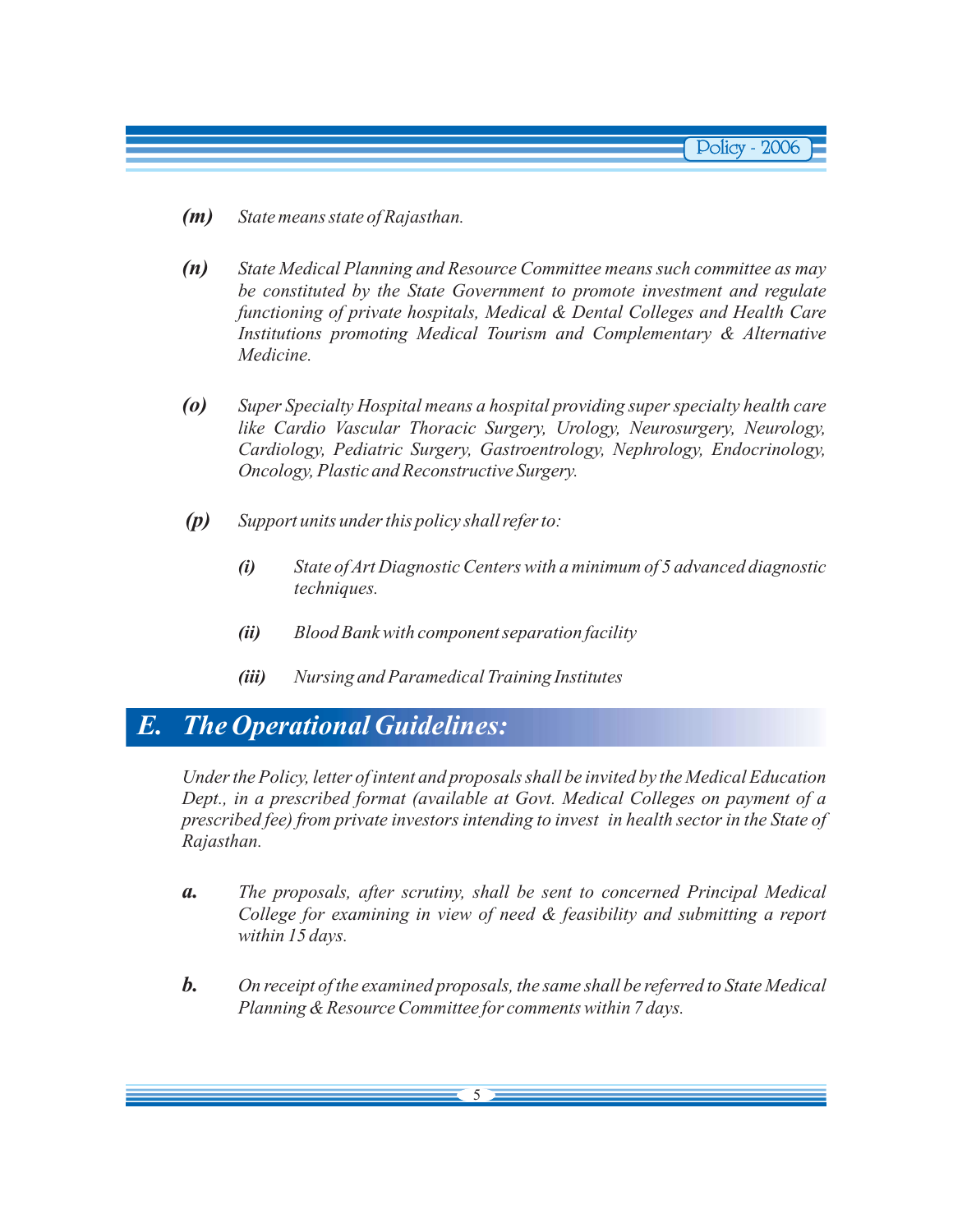*(m)* *State means state of Rajasthan.*

*(n)* *State Medical Planning and Resource Committee means such committee as may be constituted by the State Government to promote investment and regulate functioning of private hospitals, Medical & Dental Colleges and Health Care Institutions promoting Medical Tourism and Complementary & Alternative Medicine.*

*(o)* *Super Specialty Hospital means a hospital providing super specialty health care like Cardio Vascular Thoracic Surgery, Urology, Neurosurgery, Neurology, Cardiology, Pediatric Surgery, Gastroentrology, Nephrology, Endocrinology, Oncology, Plastic and Reconstructive Surgery.*

*(p)* *Support units under this policy shall refer to:*

- *(i)* *State of Art Diagnostic Centers with a minimum of 5 advanced diagnostic techniques.*
- *(ii)* *Blood Bank with component separation facility*
- *(iii)* *Nursing and Paramedical Training Institutes*

## *E. The Operational Guidelines:*

*Under the Policy, letter of intent and proposals shall be invited by the Medical Education Dept., in a prescribed format (available at Govt. Medical Colleges on payment of a prescribed fee) from private investors intending to invest in health sector in the State of Rajasthan.*

***a.*** *The proposals, after scrutiny, shall be sent to concerned Principal Medical College for examining in view of need & feasibility and submitting a report within 15 days.*

***b.*** *On receipt of the examined proposals, the same shall be referred to State Medical Planning & Resource Committee for comments within 7 days.*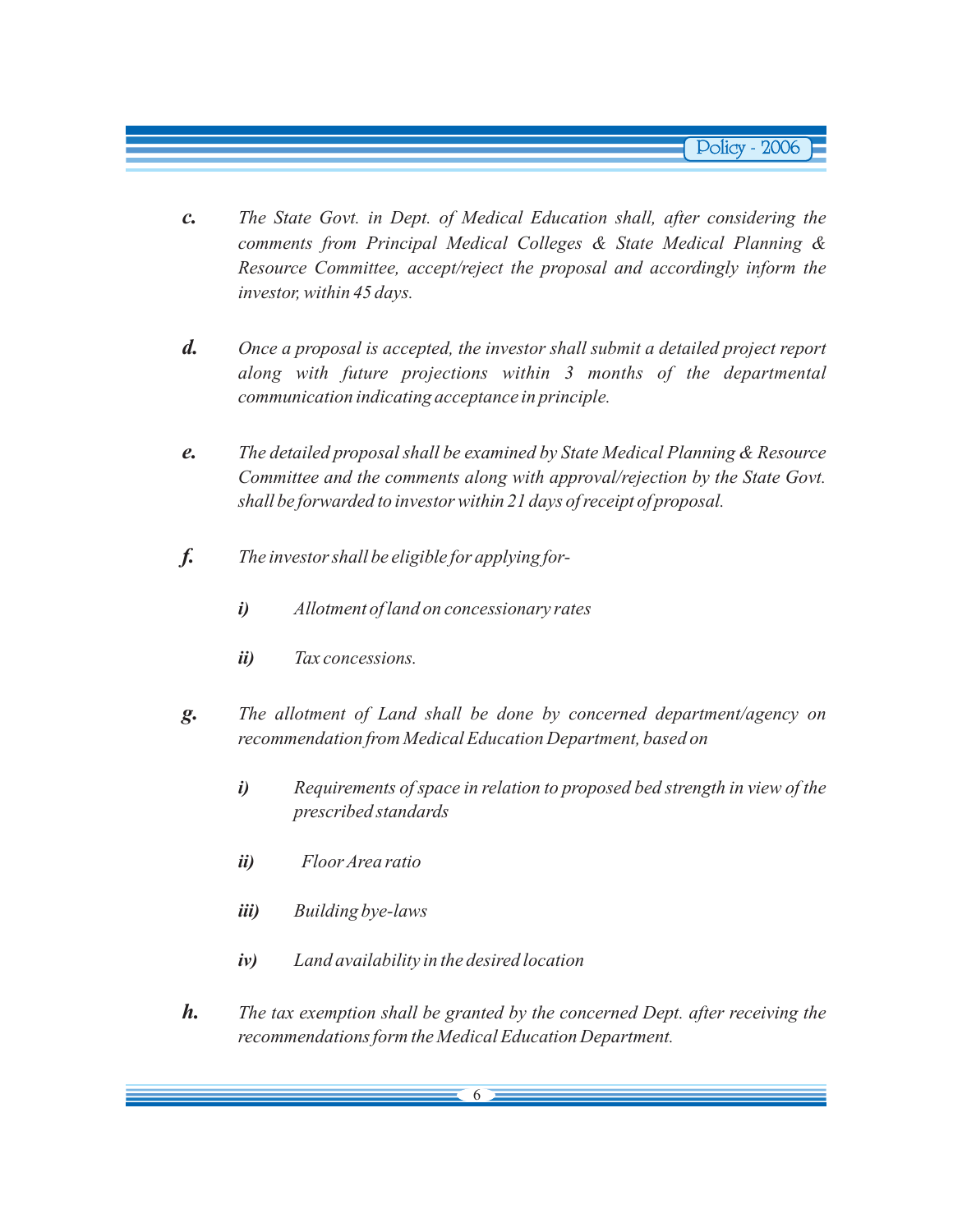***c.*** *The State Govt. in Dept. of Medical Education shall, after considering the comments from Principal Medical Colleges & State Medical Planning & Resource Committee, accept/reject the proposal and accordingly inform the investor, within 45 days.*

***d.*** *Once a proposal is accepted, the investor shall submit a detailed project report along with future projections within 3 months of the departmental communication indicating acceptance in principle.*

***e.*** *The detailed proposal shall be examined by State Medical Planning & Resource Committee and the comments along with approval/rejection by the State Govt. shall be forwarded to investor within 21 days of receipt of proposal.*

***f.*** *The investor shall be eligible for applying for-*

- ***i)*** *Allotment of land on concessionary rates*
- ***ii)*** *Tax concessions.*

***g.*** *The allotment of Land shall be done by concerned department/agency on recommendation from Medical Education Department, based on*

- ***i)*** *Requirements of space in relation to proposed bed strength in view of the prescribed standards*
- ***ii)*** *Floor Area ratio*
- ***iii)*** *Building bye-laws*
- ***iv)*** *Land availability in the desired location*

***h.*** *The tax exemption shall be granted by the concerned Dept. after receiving the recommendations form the Medical Education Department.*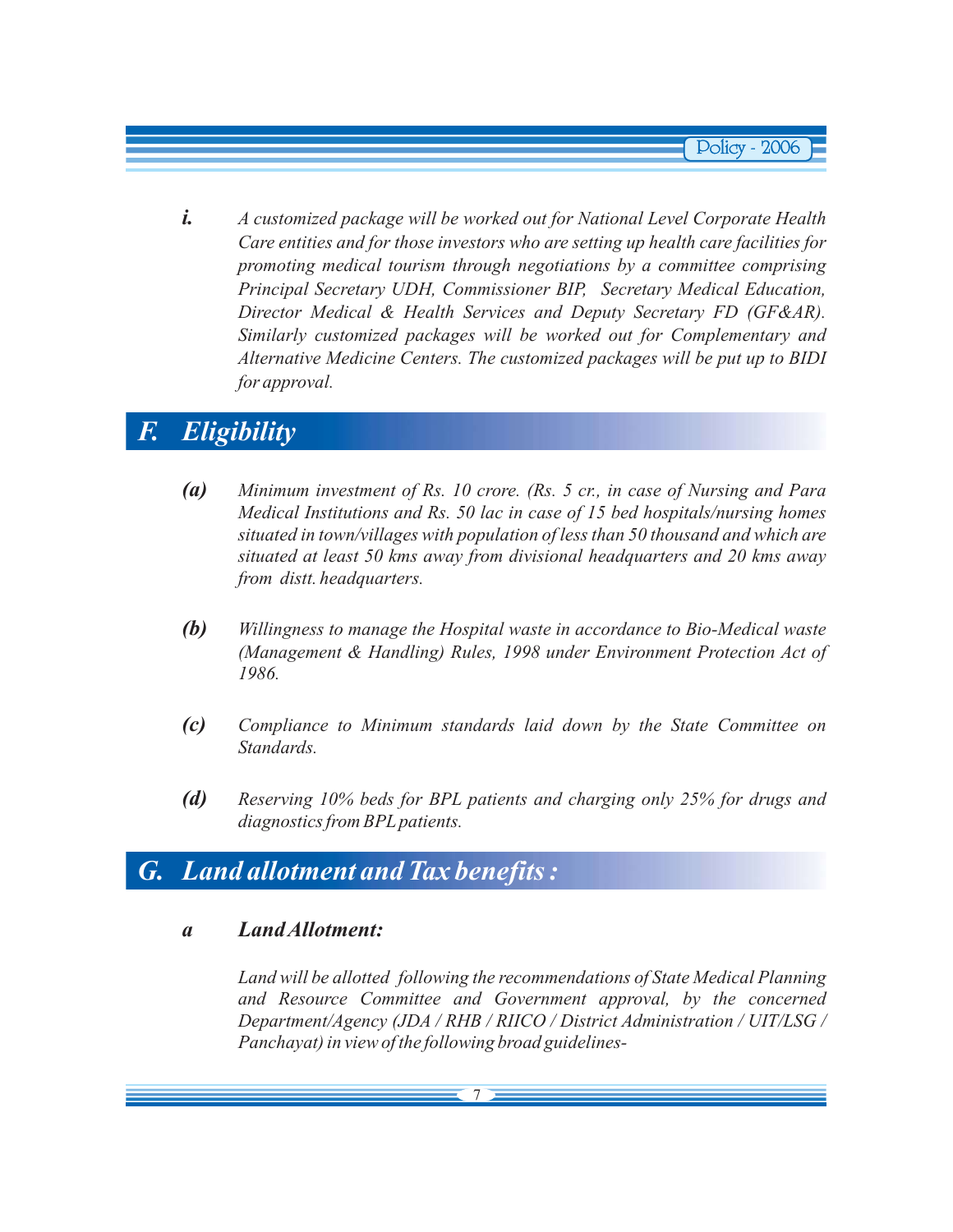*i.* *A customized package will be worked out for National Level Corporate Health Care entities and for those investors who are setting up health care facilities for promoting medical tourism through negotiations by a committee comprising Principal Secretary UDH, Commissioner BIP, Secretary Medical Education, Director Medical & Health Services and Deputy Secretary FD (GF&AR). Similarly customized packages will be worked out for Complementary and Alternative Medicine Centers. The customized packages will be put up to BIDI for approval.*

## F. Eligibility

*(a)* *Minimum investment of Rs. 10 crore. (Rs. 5 cr., in case of Nursing and Para Medical Institutions and Rs. 50 lac in case of 15 bed hospitals/nursing homes situated in town/villages with population of less than 50 thousand and which are situated at least 50 kms away from divisional headquarters and 20 kms away from distt. headquarters.*

*(b)* *Willingness to manage the Hospital waste in accordance to Bio-Medical waste (Management & Handling) Rules, 1998 under Environment Protection Act of 1986.*

*(c)* *Compliance to Minimum standards laid down by the State Committee on Standards.*

*(d)* *Reserving 10% beds for BPL patients and charging only 25% for drugs and diagnostics from BPL patients.*

## G. Land allotment and Tax benefits :

### a Land Allotment:

*Land will be allotted following the recommendations of State Medical Planning and Resource Committee and Government approval, by the concerned Department/Agency (JDA / RHB / RIICO / District Administration / UIT/LSG / Panchayat) in view of the following broad guidelines-*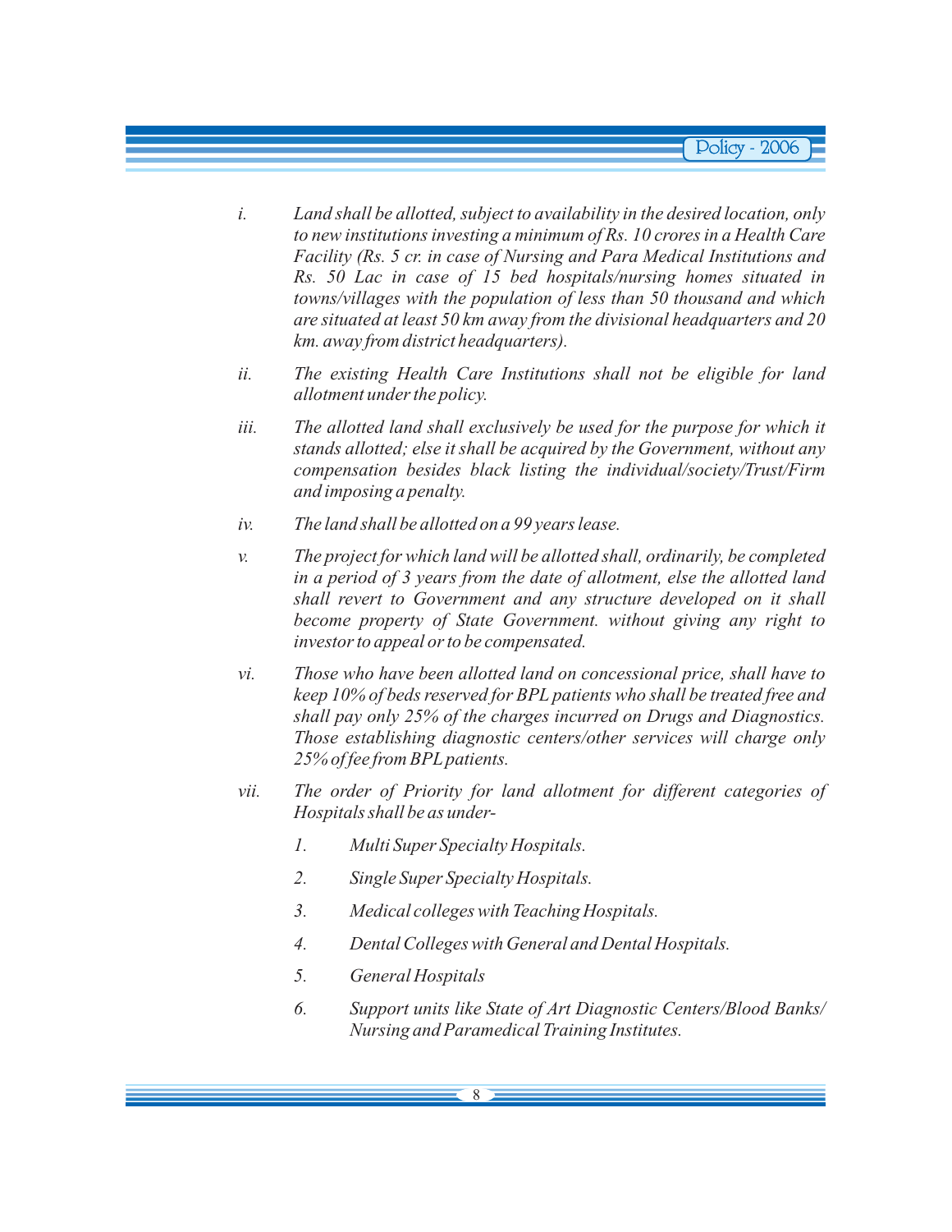*i.* *Land shall be allotted, subject to availability in the desired location, only to new institutions investing a minimum of Rs. 10 crores in a Health Care Facility (Rs. 5 cr. in case of Nursing and Para Medical Institutions and Rs. 50 Lac in case of 15 bed hospitals/nursing homes situated in towns/villages with the population of less than 50 thousand and which are situated at least 50 km away from the divisional headquarters and 20 km. away from district headquarters).*

*ii.* *The existing Health Care Institutions shall not be eligible for land allotment under the policy.*

*iii.* *The allotted land shall exclusively be used for the purpose for which it stands allotted; else it shall be acquired by the Government, without any compensation besides black listing the individual/society/Trust/Firm and imposing a penalty.*

*iv.* *The land shall be allotted on a 99 years lease.*

*v.* *The project for which land will be allotted shall, ordinarily, be completed in a period of 3 years from the date of allotment, else the allotted land shall revert to Government and any structure developed on it shall become property of State Government. without giving any right to investor to appeal or to be compensated.*

*vi.* *Those who have been allotted land on concessional price, shall have to keep 10% of beds reserved for BPL patients who shall be treated free and shall pay only 25% of the charges incurred on Drugs and Diagnostics. Those establishing diagnostic centers/other services will charge only 25% of fee from BPL patients.*

*vii.* *The order of Priority for land allotment for different categories of Hospitals shall be as under-*

1. *Multi Super Specialty Hospitals.*
2. *Single Super Specialty Hospitals.*
3. *Medical colleges with Teaching Hospitals.*
4. *Dental Colleges with General and Dental Hospitals.*
5. *General Hospitals*
6. *Support units like State of Art Diagnostic Centers/Blood Banks/ Nursing and Paramedical Training Institutes.*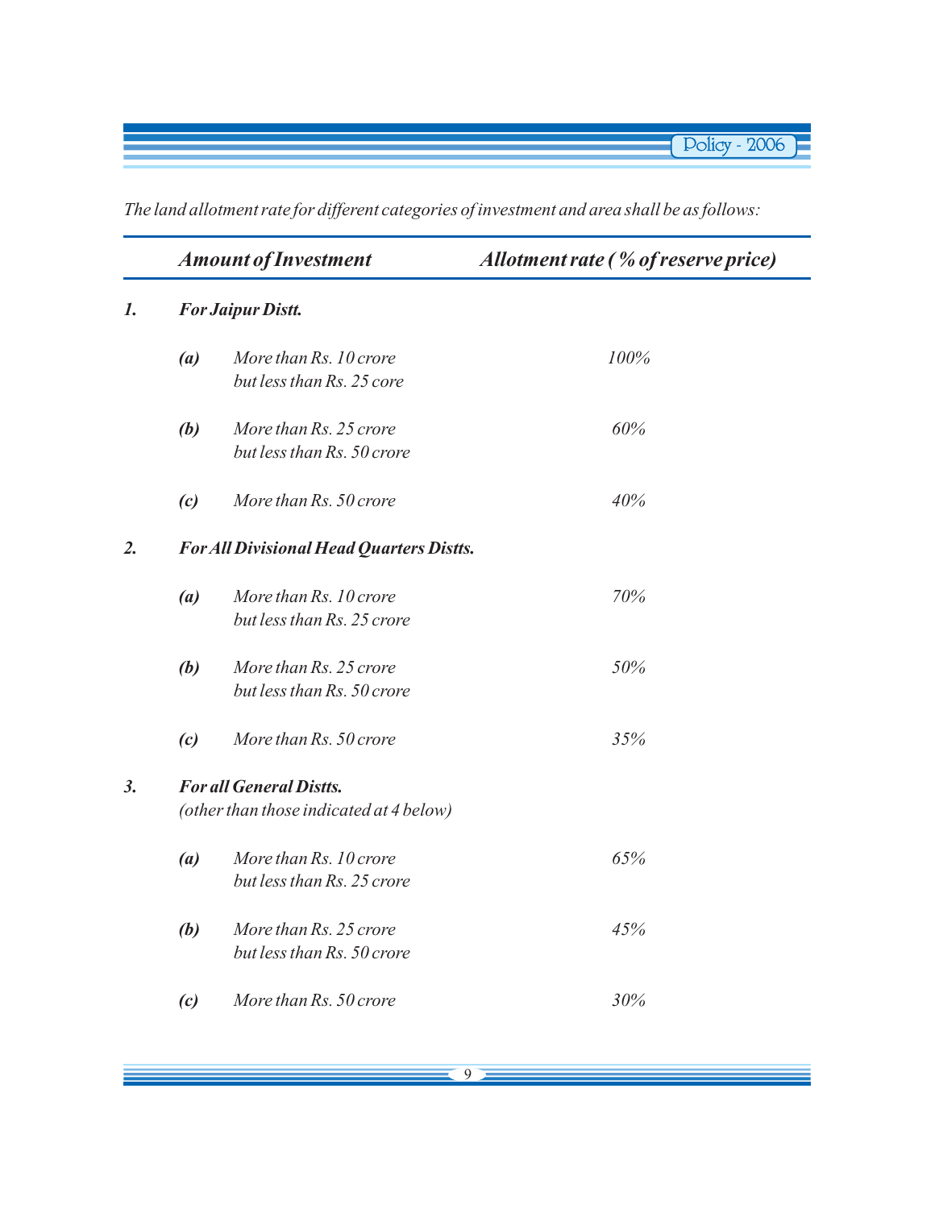*The land allotment rate for different categories of investment and area shall be as follows:*

| | | Amount of Investment | Allotment rate (% of reserve price) |
|---|---|---|---|
| **1.** | | **For Jaipur Distt.** | |
| | **(a)** | More than Rs. 10 crore but less than Rs. 25 core | 100% |
| | **(b)** | More than Rs. 25 crore but less than Rs. 50 crore | 60% |
| | **(c)** | More than Rs. 50 crore | 40% |
| **2.** | | **For All Divisional Head Quarters Distts.** | |
| | **(a)** | More than Rs. 10 crore but less than Rs. 25 crore | 70% |
| | **(b)** | More than Rs. 25 crore but less than Rs. 50 crore | 50% |
| | **(c)** | More than Rs. 50 crore | 35% |
| **3.** | | **For all General Distts.** (other than those indicated at 4 below) | |
| | **(a)** | More than Rs. 10 crore but less than Rs. 25 crore | 65% |
| | **(b)** | More than Rs. 25 crore but less than Rs. 50 crore | 45% |
| | **(c)** | More than Rs. 50 crore | 30% |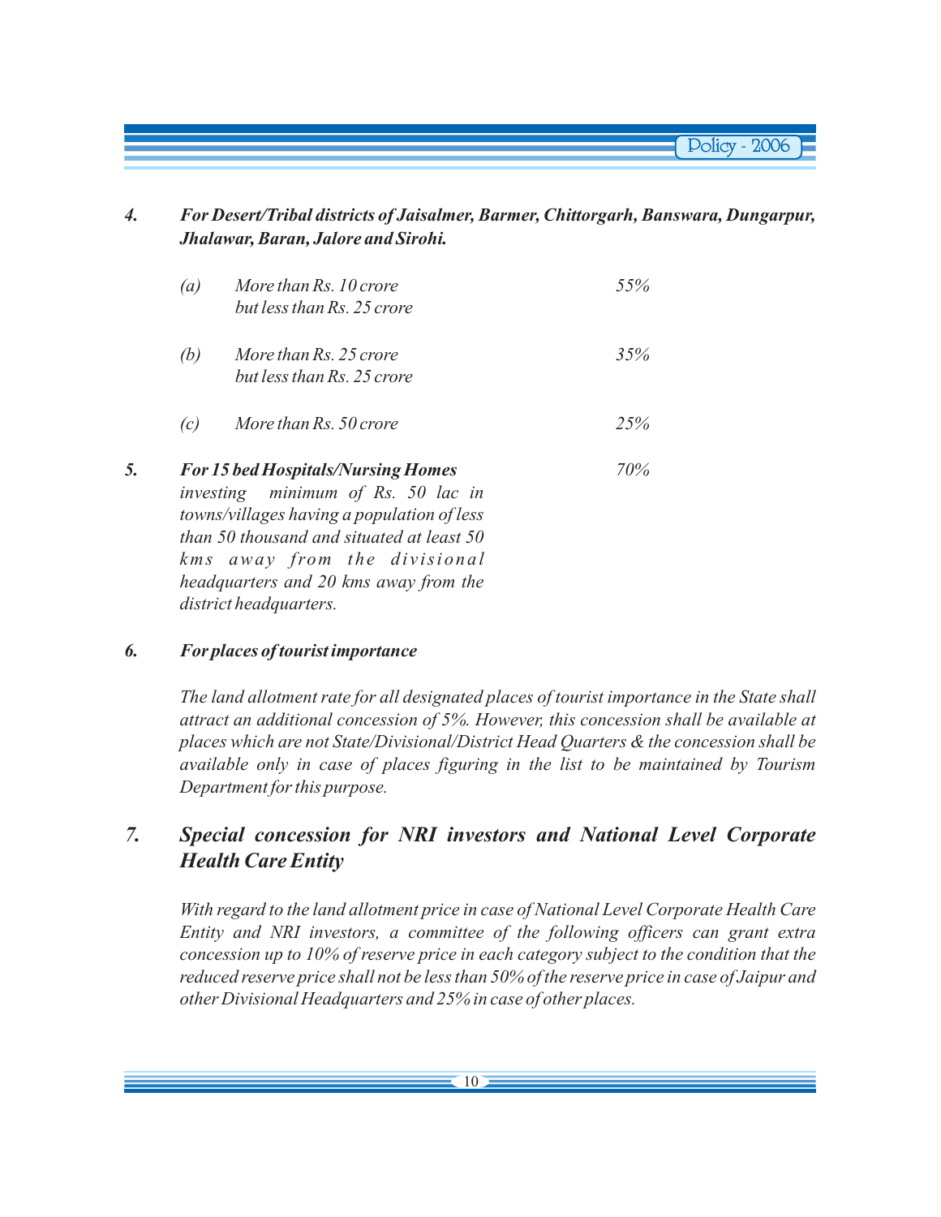*4.* ***For Desert/Tribal districts of Jaisalmer, Barmer, Chittorgarh, Banswara, Dungarpur, Jhalawar, Baran, Jalore and Sirohi.***

| | | |
|---|---|---|
| *(a)* | *More than Rs. 10 crore but less than Rs. 25 crore* | *55%* |
| *(b)* | *More than Rs. 25 crore but less than Rs. 25 crore* | *35%* |
| *(c)* | *More than Rs. 50 crore* | *25%* |

*5.* ***For 15 bed Hospitals/Nursing Homes*** *investing minimum of Rs. 50 lac in towns/villages having a population of less than 50 thousand and situated at least 50 kms away from the divisional headquarters and 20 kms away from the district headquarters.* — *70%*

*6.* ***For places of tourist importance***

*The land allotment rate for all designated places of tourist importance in the State shall attract an additional concession of 5%. However, this concession shall be available at places which are not State/Divisional/District Head Quarters & the concession shall be available only in case of places figuring in the list to be maintained by Tourism Department for this purpose.*

## *7. Special concession for NRI investors and National Level Corporate Health Care Entity*

*With regard to the land allotment price in case of National Level Corporate Health Care Entity and NRI investors, a committee of the following officers can grant extra concession up to 10% of reserve price in each category subject to the condition that the reduced reserve price shall not be less than 50% of the reserve price in case of Jaipur and other Divisional Headquarters and 25% in case of other places.*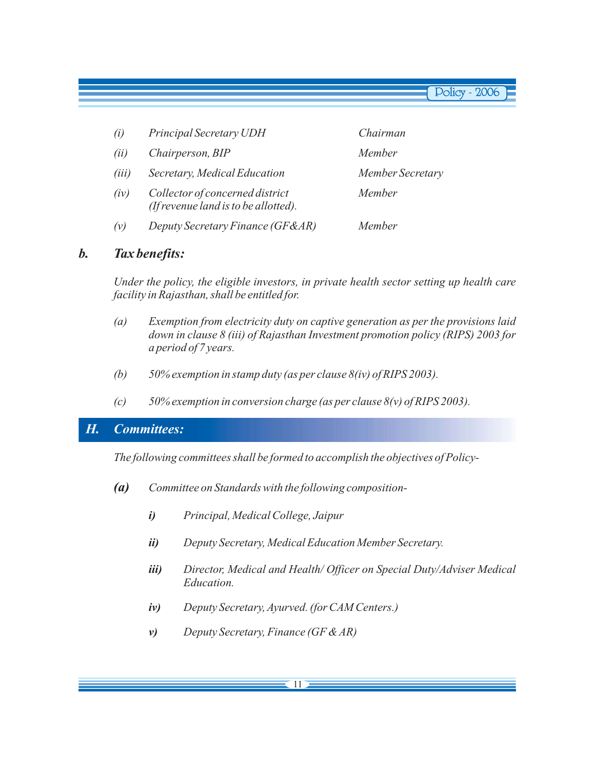| | | |
|---|---|---|
| *(i)* | *Principal Secretary UDH* | *Chairman* |
| *(ii)* | *Chairperson, BIP* | *Member* |
| *(iii)* | *Secretary, Medical Education* | *Member Secretary* |
| *(iv)* | *Collector of concerned district (If revenue land is to be allotted).* | *Member* |
| *(v)* | *Deputy Secretary Finance (GF&AR)* | *Member* |

### *b. Tax benefits:*

*Under the policy, the eligible investors, in private health sector setting up health care facility in Rajasthan, shall be entitled for.*

*(a) Exemption from electricity duty on captive generation as per the provisions laid down in clause 8 (iii) of Rajasthan Investment promotion policy (RIPS) 2003 for a period of 7 years.*

*(b) 50% exemption in stamp duty (as per clause 8(iv) of RIPS 2003).*

*(c) 50% exemption in conversion charge (as per clause 8(v) of RIPS 2003).*

## *H. Committees:*

*The following committees shall be formed to accomplish the objectives of Policy-*

***(a)*** *Committee on Standards with the following composition-*

- ***i)*** *Principal, Medical College, Jaipur*
- ***ii)*** *Deputy Secretary, Medical Education Member Secretary.*
- ***iii)*** *Director, Medical and Health/ Officer on Special Duty/Adviser Medical Education.*
- ***iv)*** *Deputy Secretary, Ayurved. (for CAM Centers.)*
- ***v)*** *Deputy Secretary, Finance (GF & AR)*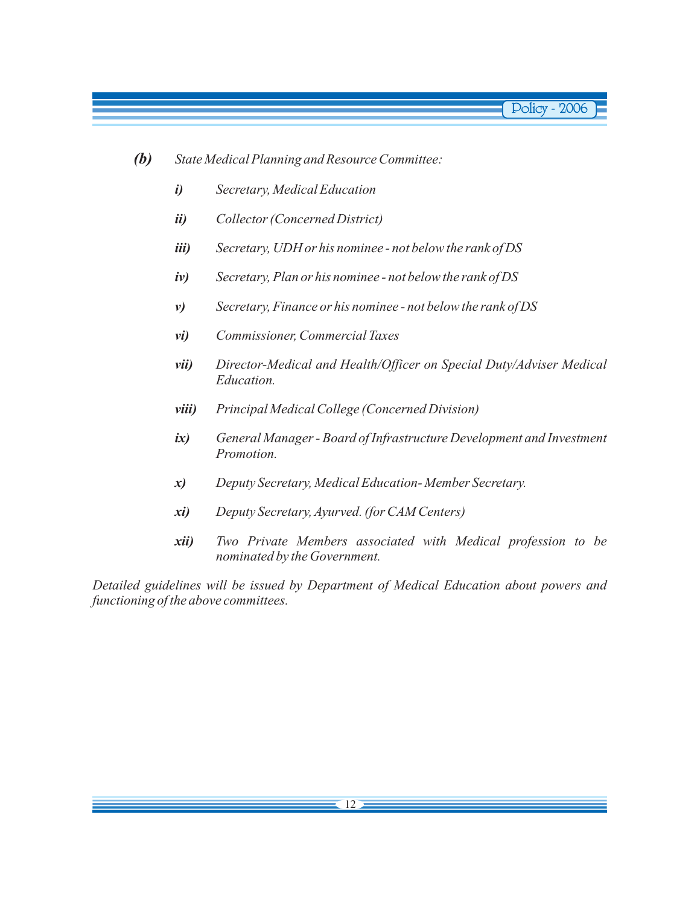***(b)*** *State Medical Planning and Resource Committee:*

- ***i)*** *Secretary, Medical Education*
- ***ii)*** *Collector (Concerned District)*
- ***iii)*** *Secretary, UDH or his nominee - not below the rank of DS*
- ***iv)*** *Secretary, Plan or his nominee - not below the rank of DS*
- ***v)*** *Secretary, Finance or his nominee - not below the rank of DS*
- ***vi)*** *Commissioner, Commercial Taxes*
- ***vii)*** *Director-Medical and Health/Officer on Special Duty/Adviser Medical Education.*
- ***viii)*** *Principal Medical College (Concerned Division)*
- ***ix)*** *General Manager - Board of Infrastructure Development and Investment Promotion.*
- ***x)*** *Deputy Secretary, Medical Education- Member Secretary.*
- ***xi)*** *Deputy Secretary, Ayurved. (for CAM Centers)*
- ***xii)*** *Two Private Members associated with Medical profession to be nominated by the Government.*

*Detailed guidelines will be issued by Department of Medical Education about powers and functioning of the above committees.*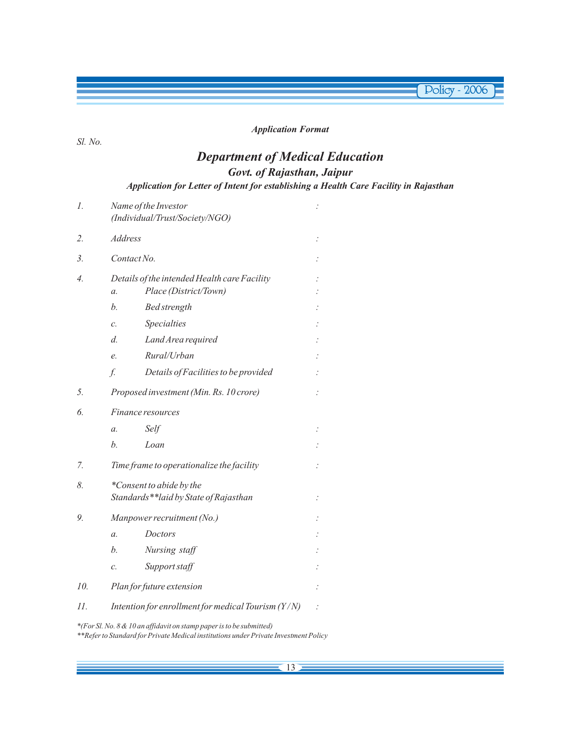*Application Format*

*Sl. No.*

## *Department of Medical Education*

### *Govt. of Rajasthan, Jaipur*

***Application for Letter of Intent for establishing a Health Care Facility in Rajasthan***

| | | | |
|---|---|---|---|
| *1.* | *Name of the Investor (Individual/Trust/Society/NGO)* | | : |
| *2.* | *Address* | | : |
| *3.* | *Contact No.* | | : |
| *4.* | *Details of the intended Health care Facility* | | : |
| | *a.* | *Place (District/Town)* | : |
| | *b.* | *Bed strength* | : |
| | *c.* | *Specialties* | : |
| | *d.* | *Land Area required* | : |
| | *e.* | *Rural/Urban* | : |
| | *f.* | *Details of Facilities to be provided* | : |
| *5.* | *Proposed investment (Min. Rs. 10 crore)* | | : |
| *6.* | *Finance resources* | | |
| | *a.* | *Self* | : |
| | *b.* | *Loan* | : |
| *7.* | *Time frame to operationalize the facility* | | : |
| *8.* | *\*Consent to abide by the Standards\*\*laid by State of Rajasthan* | | : |
| *9.* | *Manpower recruitment (No.)* | | : |
| | *a.* | *Doctors* | : |
| | *b.* | *Nursing staff* | : |
| | *c.* | *Support staff* | : |
| *10.* | *Plan for future extension* | | : |
| *11.* | *Intention for enrollment for medical Tourism (Y/N)* | | : |

*\*(For Sl. No. 8 & 10 an affidavit on stamp paper is to be submitted)*

*\*\*Refer to Standard for Private Medical institutions under Private Investment Policy*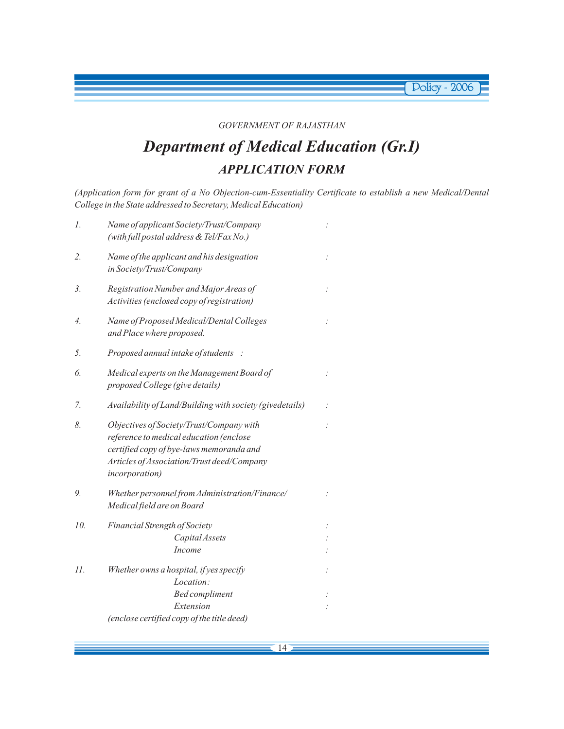*GOVERNMENT OF RAJASTHAN*

# *Department of Medical Education (Gr.I)*

## *APPLICATION FORM*

*(Application form for grant of a No Objection-cum-Essentiality Certificate to establish a new Medical/Dental College in the State addressed to Secretary, Medical Education)*

1. *Name of applicant Society/Trust/Company (with full postal address & Tel/Fax No.)* :

2. *Name of the applicant and his designation in Society/Trust/Company* :

3. *Registration Number and Major Areas of Activities (enclosed copy of registration)* :

4. *Name of Proposed Medical/Dental Colleges and Place where proposed.* :

5. *Proposed annual intake of students* :

6. *Medical experts on the Management Board of proposed College (give details)* :

7. *Availability of Land/Building with society (givedetails)* :

8. *Objectives of Society/Trust/Company with reference to medical education (enclose certified copy of bye-laws memoranda and Articles of Association/Trust deed/Company incorporation)* :

9. *Whether personnel from Administration/Finance/ Medical field are on Board* :

10. *Financial Strength of Society* :
    - *Capital Assets* :
    - *Income* :

11. *Whether owns a hospital, if yes specify* :
    - *Location:*
    - *Bed compliment* :
    - *Extension* :

    *(enclose certified copy of the title deed)*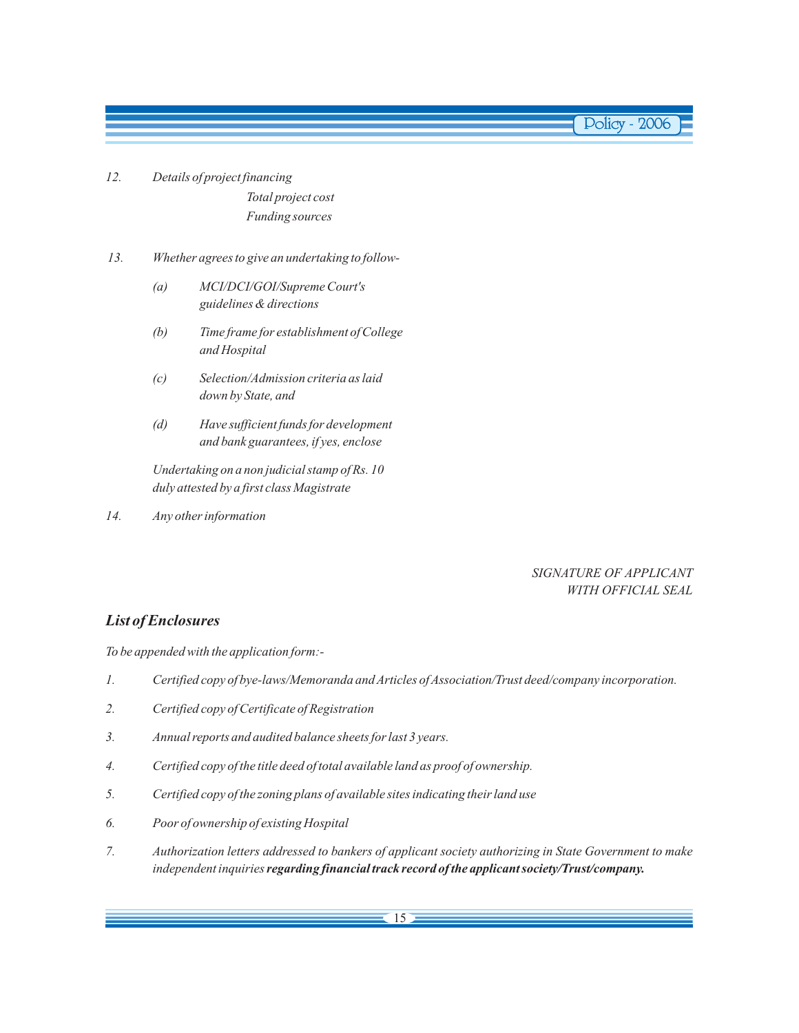12. *Details of project financing*

    *Total project cost*

    *Funding sources*

13. *Whether agrees to give an undertaking to follow-*

    (a) *MCI/DCI/GOI/Supreme Court's guidelines & directions*

    (b) *Time frame for establishment of College and Hospital*

    (c) *Selection/Admission criteria as laid down by State, and*

    (d) *Have sufficient funds for development and bank guarantees, if yes, enclose*

    *Undertaking on a non judicial stamp of Rs. 10 duly attested by a first class Magistrate*

14. *Any other information*

*SIGNATURE OF APPLICANT WITH OFFICIAL SEAL*

## *List of Enclosures*

*To be appended with the application form:-*

1. *Certified copy of bye-laws/Memoranda and Articles of Association/Trust deed/company incorporation.*
2. *Certified copy of Certificate of Registration*
3. *Annual reports and audited balance sheets for last 3 years.*
4. *Certified copy of the title deed of total available land as proof of ownership.*
5. *Certified copy of the zoning plans of available sites indicating their land use*
6. *Poor of ownership of existing Hospital*
7. *Authorization letters addressed to bankers of applicant society authorizing in State Government to make independent inquiries* ***regarding financial track record of the applicant society/Trust/company.***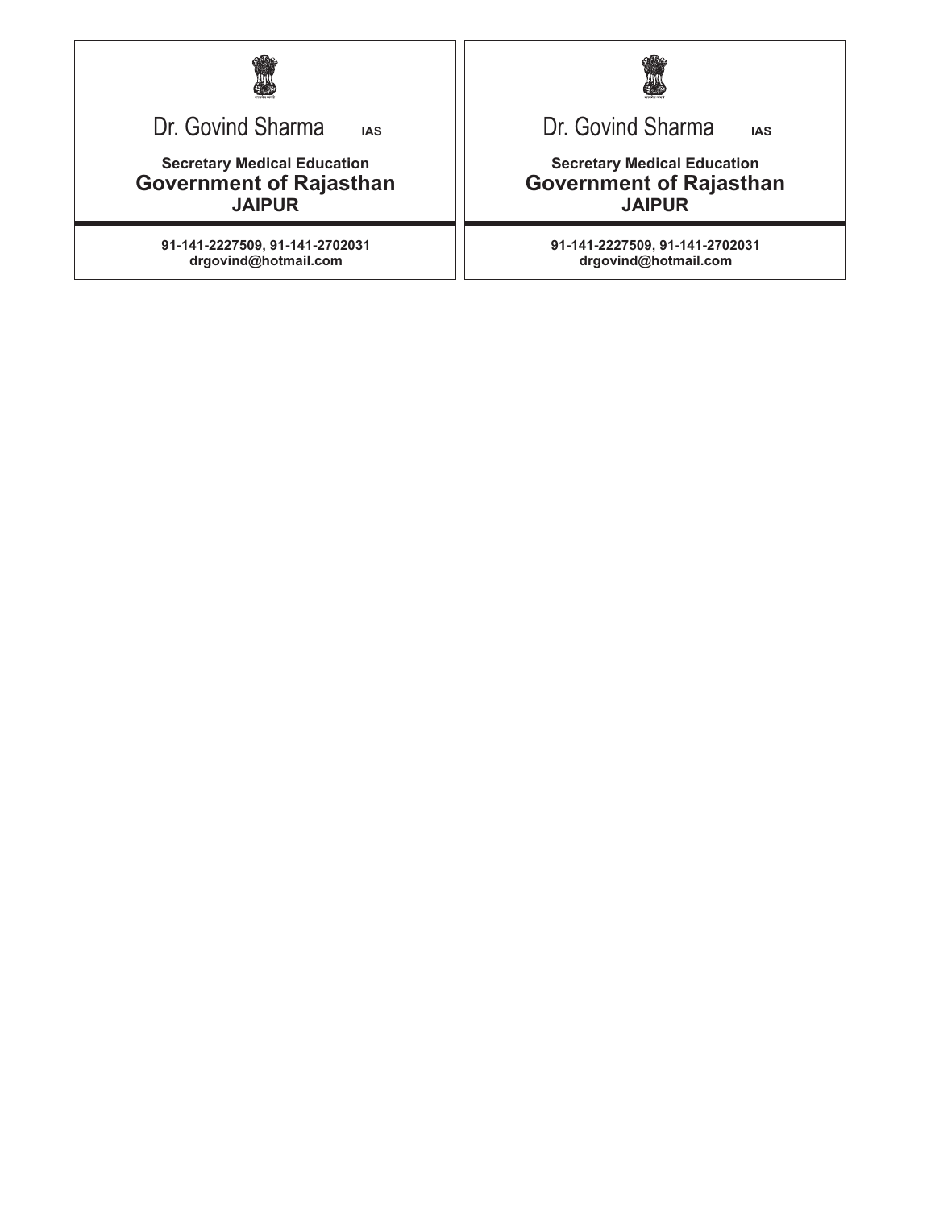Dr. Govind Sharma IAS

**Secretary Medical Education**
**Government of Rajasthan**
**JAIPUR**

**91-141-2227509, 91-141-2702031**
**drgovind@hotmail.com**

Dr. Govind Sharma IAS

**Secretary Medical Education**
**Government of Rajasthan**
**JAIPUR**

**91-141-2227509, 91-141-2702031**
**drgovind@hotmail.com**